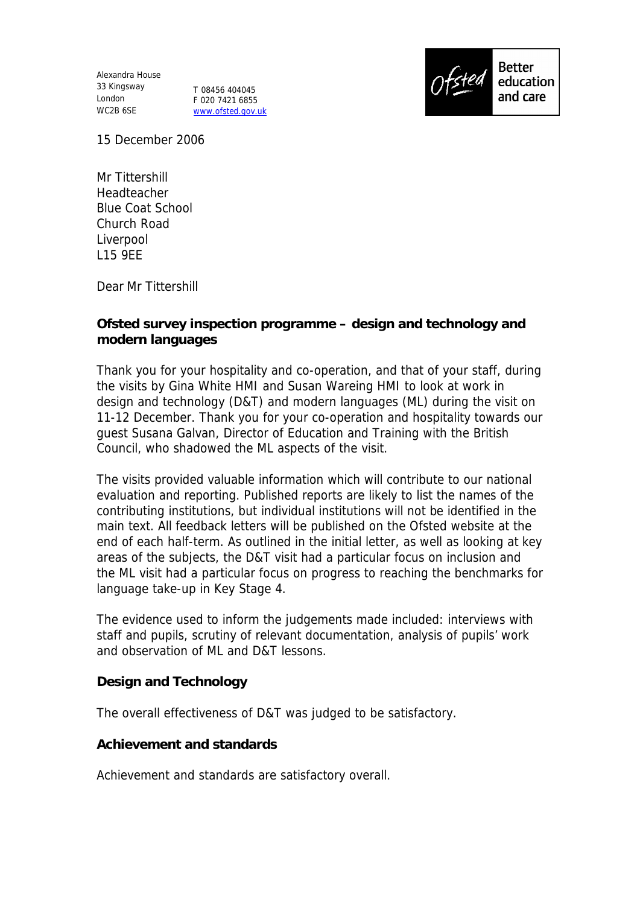Alexandra House
33 Kingsway
London
WC2B 6SE

T 08456 404045
F 020 7421 6855
www.ofsted.gov.uk

Ofsted Better education and care

15 December 2006

Mr Tittershill
Headteacher
Blue Coat School
Church Road
Liverpool
L15 9EE

Dear Mr Tittershill

**Ofsted survey inspection programme – design and technology and modern languages**

Thank you for your hospitality and co-operation, and that of your staff, during the visits by Gina White HMI and Susan Wareing HMI to look at work in design and technology (D&T) and modern languages (ML) during the visit on 11-12 December. Thank you for your co-operation and hospitality towards our guest Susana Galvan, Director of Education and Training with the British Council, who shadowed the ML aspects of the visit.

The visits provided valuable information which will contribute to our national evaluation and reporting. Published reports are likely to list the names of the contributing institutions, but individual institutions will not be identified in the main text. All feedback letters will be published on the Ofsted website at the end of each half-term. As outlined in the initial letter, as well as looking at key areas of the subjects, the D&T visit had a particular focus on inclusion and the ML visit had a particular focus on progress to reaching the benchmarks for language take-up in Key Stage 4.

The evidence used to inform the judgements made included: interviews with staff and pupils, scrutiny of relevant documentation, analysis of pupils' work and observation of ML and D&T lessons.

**Design and Technology**

The overall effectiveness of D&T was judged to be satisfactory.

**Achievement and standards**

Achievement and standards are satisfactory overall.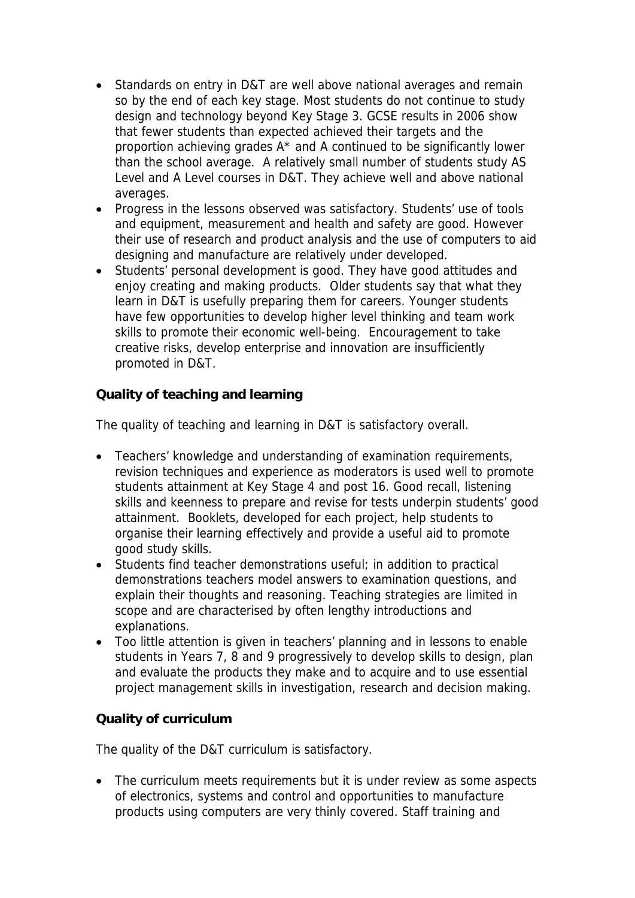- Standards on entry in D&T are well above national averages and remain so by the end of each key stage. Most students do not continue to study design and technology beyond Key Stage 3. GCSE results in 2006 show that fewer students than expected achieved their targets and the proportion achieving grades A* and A continued to be significantly lower than the school average. A relatively small number of students study AS Level and A Level courses in D&T. They achieve well and above national averages.
- Progress in the lessons observed was satisfactory. Students' use of tools and equipment, measurement and health and safety are good. However their use of research and product analysis and the use of computers to aid designing and manufacture are relatively under developed.
- Students' personal development is good. They have good attitudes and enjoy creating and making products. Older students say that what they learn in D&T is usefully preparing them for careers. Younger students have few opportunities to develop higher level thinking and team work skills to promote their economic well-being. Encouragement to take creative risks, develop enterprise and innovation are insufficiently promoted in D&T.

**Quality of teaching and learning**

The quality of teaching and learning in D&T is satisfactory overall.

- Teachers' knowledge and understanding of examination requirements, revision techniques and experience as moderators is used well to promote students attainment at Key Stage 4 and post 16. Good recall, listening skills and keenness to prepare and revise for tests underpin students' good attainment. Booklets, developed for each project, help students to organise their learning effectively and provide a useful aid to promote good study skills.
- Students find teacher demonstrations useful; in addition to practical demonstrations teachers model answers to examination questions, and explain their thoughts and reasoning. Teaching strategies are limited in scope and are characterised by often lengthy introductions and explanations.
- Too little attention is given in teachers' planning and in lessons to enable students in Years 7, 8 and 9 progressively to develop skills to design, plan and evaluate the products they make and to acquire and to use essential project management skills in investigation, research and decision making.

**Quality of curriculum**

The quality of the D&T curriculum is satisfactory.

- The curriculum meets requirements but it is under review as some aspects of electronics, systems and control and opportunities to manufacture products using computers are very thinly covered. Staff training and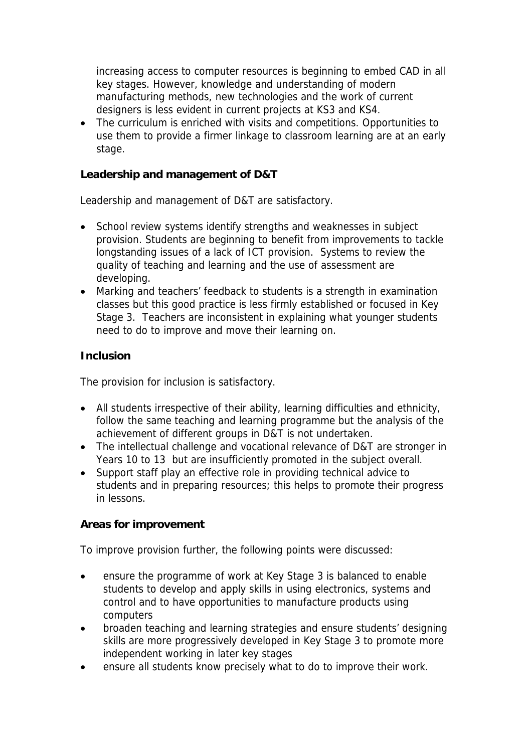increasing access to computer resources is beginning to embed CAD in all key stages. However, knowledge and understanding of modern manufacturing methods, new technologies and the work of current designers is less evident in current projects at KS3 and KS4.

- The curriculum is enriched with visits and competitions. Opportunities to use them to provide a firmer linkage to classroom learning are at an early stage.

**Leadership and management of D&T**

Leadership and management of D&T are satisfactory.

- School review systems identify strengths and weaknesses in subject provision. Students are beginning to benefit from improvements to tackle longstanding issues of a lack of ICT provision. Systems to review the quality of teaching and learning and the use of assessment are developing.
- Marking and teachers' feedback to students is a strength in examination classes but this good practice is less firmly established or focused in Key Stage 3. Teachers are inconsistent in explaining what younger students need to do to improve and move their learning on.

**Inclusion**

The provision for inclusion is satisfactory.

- All students irrespective of their ability, learning difficulties and ethnicity, follow the same teaching and learning programme but the analysis of the achievement of different groups in D&T is not undertaken.
- The intellectual challenge and vocational relevance of D&T are stronger in Years 10 to 13 but are insufficiently promoted in the subject overall.
- Support staff play an effective role in providing technical advice to students and in preparing resources; this helps to promote their progress in lessons.

**Areas for improvement**

To improve provision further, the following points were discussed:

- ensure the programme of work at Key Stage 3 is balanced to enable students to develop and apply skills in using electronics, systems and control and to have opportunities to manufacture products using computers
- broaden teaching and learning strategies and ensure students' designing skills are more progressively developed in Key Stage 3 to promote more independent working in later key stages
- ensure all students know precisely what to do to improve their work.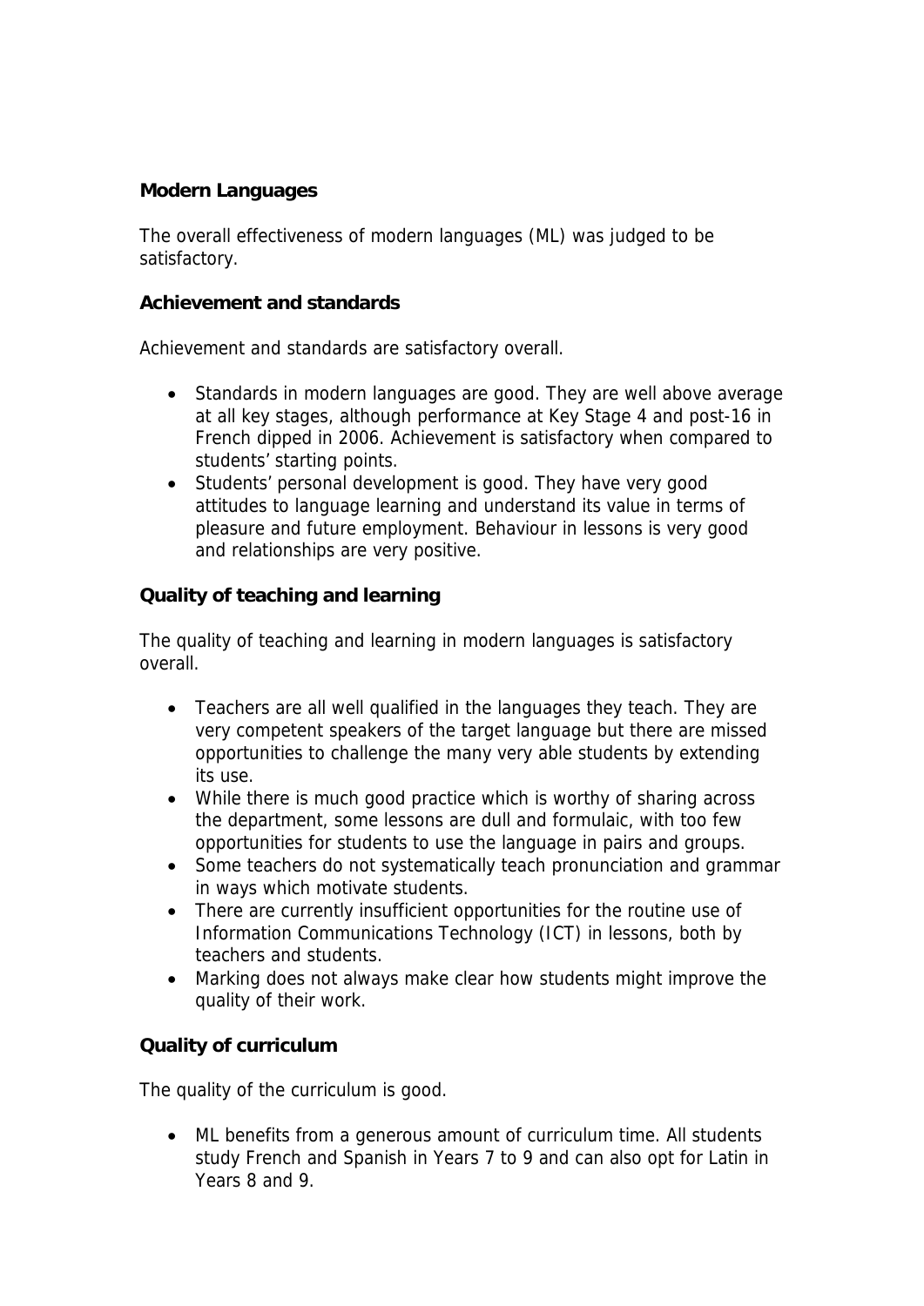## Modern Languages

The overall effectiveness of modern languages (ML) was judged to be satisfactory.

### Achievement and standards

Achievement and standards are satisfactory overall.

- Standards in modern languages are good. They are well above average at all key stages, although performance at Key Stage 4 and post-16 in French dipped in 2006. Achievement is satisfactory when compared to students' starting points.
- Students' personal development is good. They have very good attitudes to language learning and understand its value in terms of pleasure and future employment. Behaviour in lessons is very good and relationships are very positive.

### Quality of teaching and learning

The quality of teaching and learning in modern languages is satisfactory overall.

- Teachers are all well qualified in the languages they teach. They are very competent speakers of the target language but there are missed opportunities to challenge the many very able students by extending its use.
- While there is much good practice which is worthy of sharing across the department, some lessons are dull and formulaic, with too few opportunities for students to use the language in pairs and groups.
- Some teachers do not systematically teach pronunciation and grammar in ways which motivate students.
- There are currently insufficient opportunities for the routine use of Information Communications Technology (ICT) in lessons, both by teachers and students.
- Marking does not always make clear how students might improve the quality of their work.

### Quality of curriculum

The quality of the curriculum is good.

- ML benefits from a generous amount of curriculum time. All students study French and Spanish in Years 7 to 9 and can also opt for Latin in Years 8 and 9.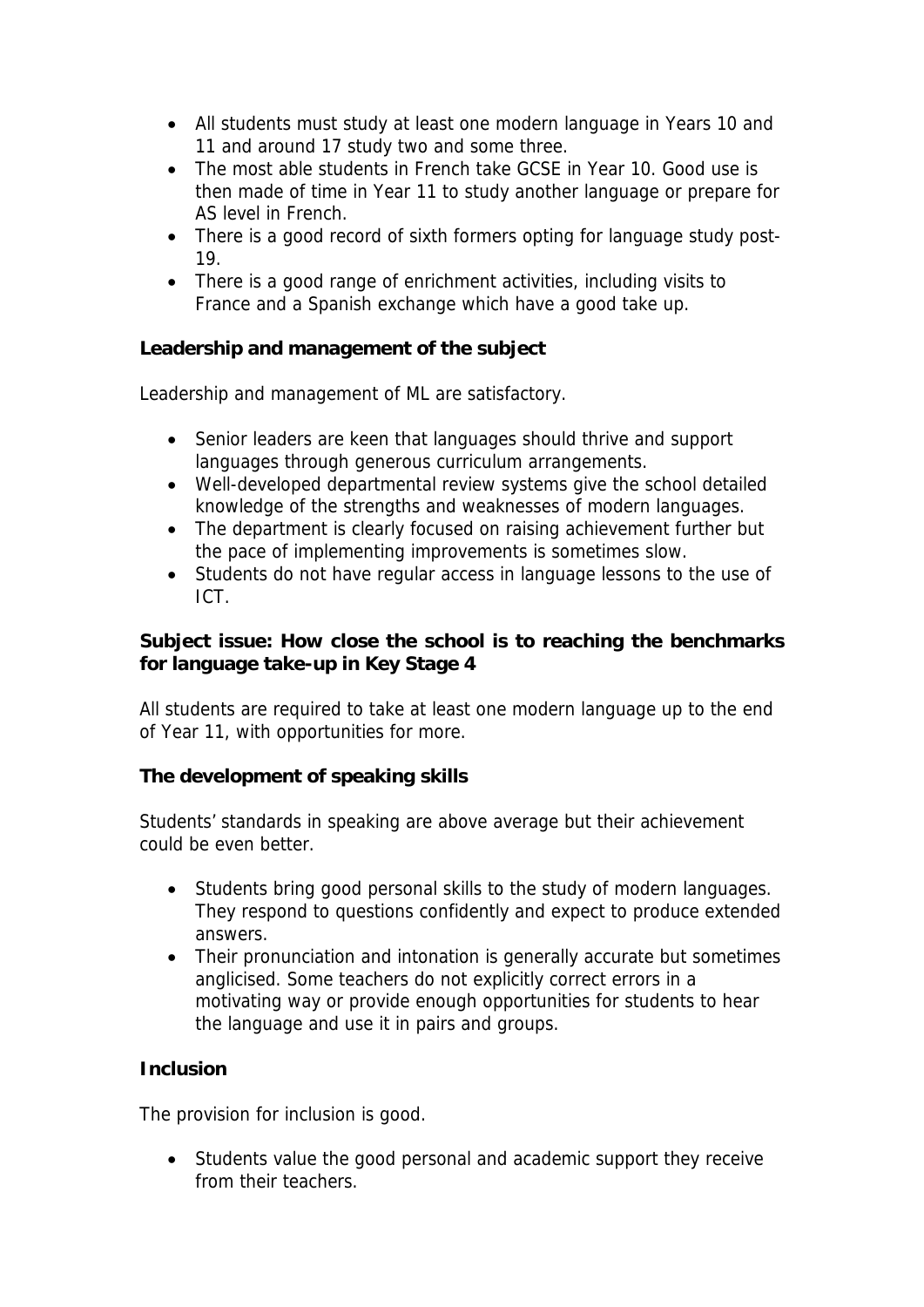- All students must study at least one modern language in Years 10 and 11 and around 17 study two and some three.
- The most able students in French take GCSE in Year 10. Good use is then made of time in Year 11 to study another language or prepare for AS level in French.
- There is a good record of sixth formers opting for language study post-19.
- There is a good range of enrichment activities, including visits to France and a Spanish exchange which have a good take up.

**Leadership and management of the subject**

Leadership and management of ML are satisfactory.

- Senior leaders are keen that languages should thrive and support languages through generous curriculum arrangements.
- Well-developed departmental review systems give the school detailed knowledge of the strengths and weaknesses of modern languages.
- The department is clearly focused on raising achievement further but the pace of implementing improvements is sometimes slow.
- Students do not have regular access in language lessons to the use of ICT.

**Subject issue: How close the school is to reaching the benchmarks for language take-up in Key Stage 4**

All students are required to take at least one modern language up to the end of Year 11, with opportunities for more.

**The development of speaking skills**

Students' standards in speaking are above average but their achievement could be even better.

- Students bring good personal skills to the study of modern languages. They respond to questions confidently and expect to produce extended answers.
- Their pronunciation and intonation is generally accurate but sometimes anglicised. Some teachers do not explicitly correct errors in a motivating way or provide enough opportunities for students to hear the language and use it in pairs and groups.

**Inclusion**

The provision for inclusion is good.

- Students value the good personal and academic support they receive from their teachers.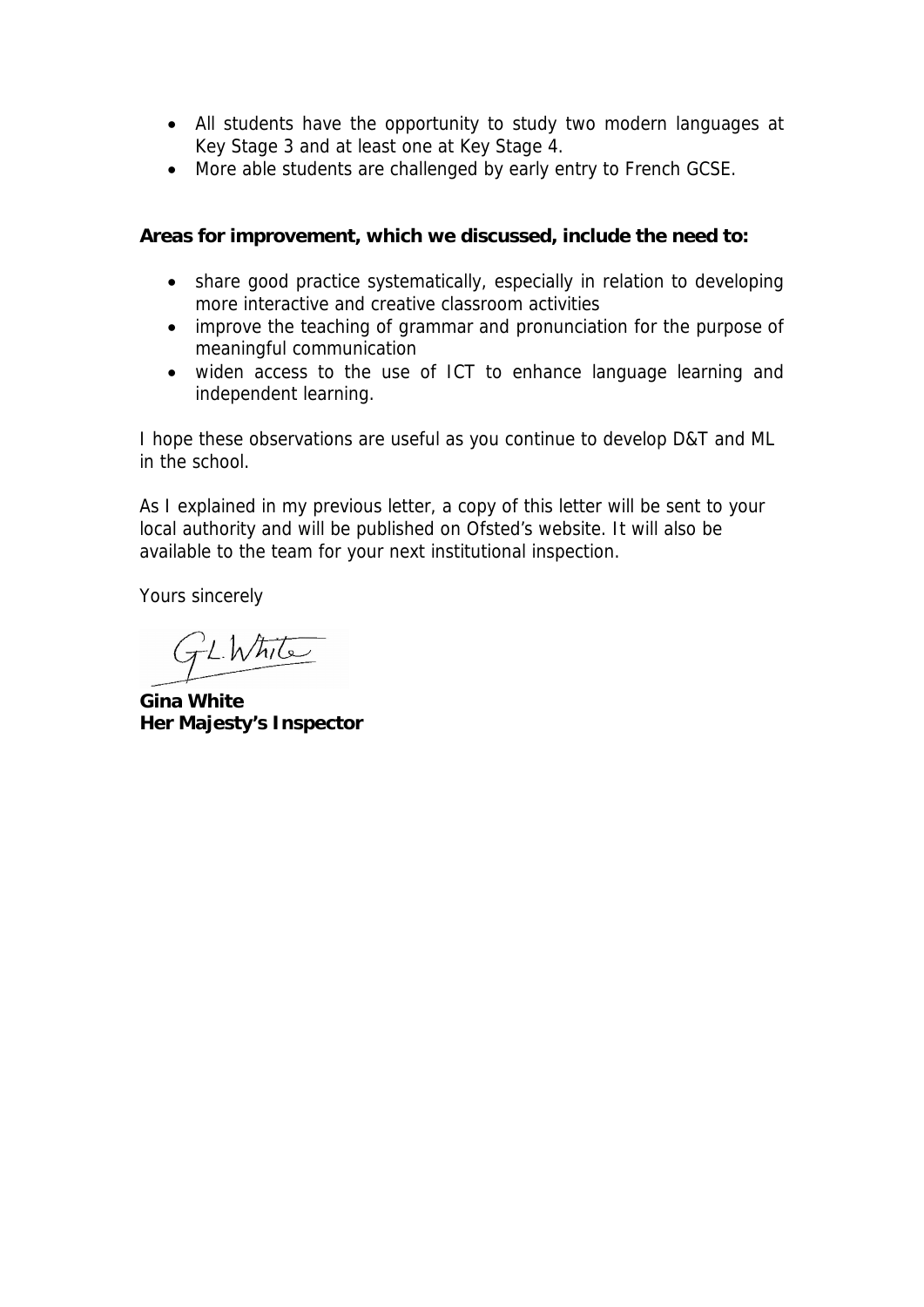- All students have the opportunity to study two modern languages at Key Stage 3 and at least one at Key Stage 4.
- More able students are challenged by early entry to French GCSE.

**Areas for improvement, which we discussed, include the need to:**

- share good practice systematically, especially in relation to developing more interactive and creative classroom activities
- improve the teaching of grammar and pronunciation for the purpose of meaningful communication
- widen access to the use of ICT to enhance language learning and independent learning.

I hope these observations are useful as you continue to develop D&T and ML in the school.

As I explained in my previous letter, a copy of this letter will be sent to your local authority and will be published on Ofsted's website. It will also be available to the team for your next institutional inspection.

Yours sincerely

G L White

**Gina White**
**Her Majesty's Inspector**